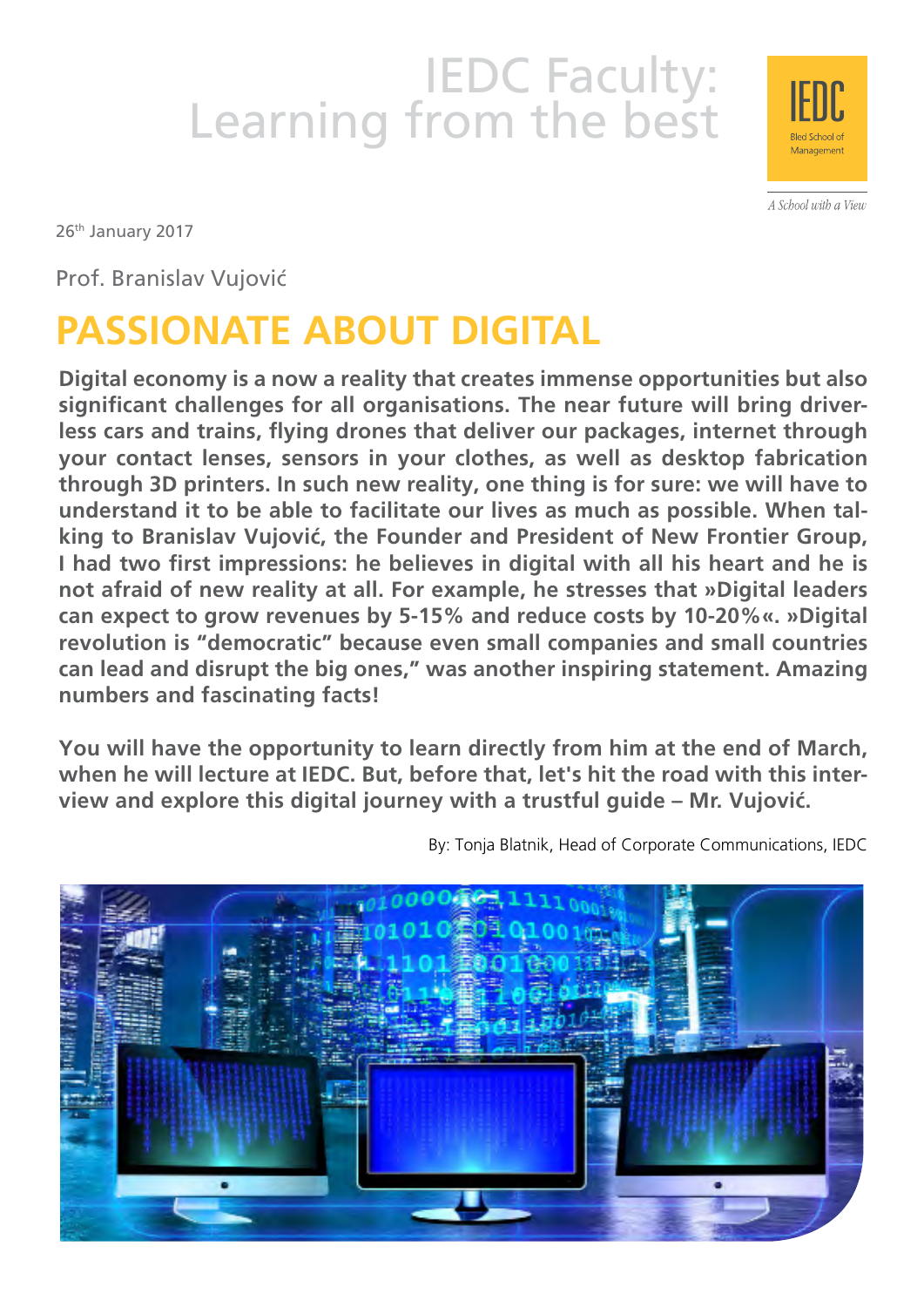# IEDC Faculty: Learning from the best

26th January 2017

Prof. Branislav Vujović

## PASSIONATE ABOUT DIGITAL

**Digital economy is a now a reality that creates immense opportunities but also significant challenges for all organisations. The near future will bring driverless cars and trains, flying drones that deliver our packages, internet through your contact lenses, sensors in your clothes, as well as desktop fabrication through 3D printers. In such new reality, one thing is for sure: we will have to understand it to be able to facilitate our lives as much as possible. When talking to Branislav Vujović, the Founder and President of New Frontier Group, I had two first impressions: he believes in digital with all his heart and he is not afraid of new reality at all. For example, he stresses that »Digital leaders can expect to grow revenues by 5-15% and reduce costs by 10-20%«. »Digital revolution is "democratic" because even small companies and small countries can lead and disrupt the big ones," was another inspiring statement. Amazing numbers and fascinating facts!**

**You will have the opportunity to learn directly from him at the end of March, when he will lecture at IEDC. But, before that, let's hit the road with this interview and explore this digital journey with a trustful guide – Mr. Vujović.**

By: Tonja Blatnik, Head of Corporate Communications, IEDC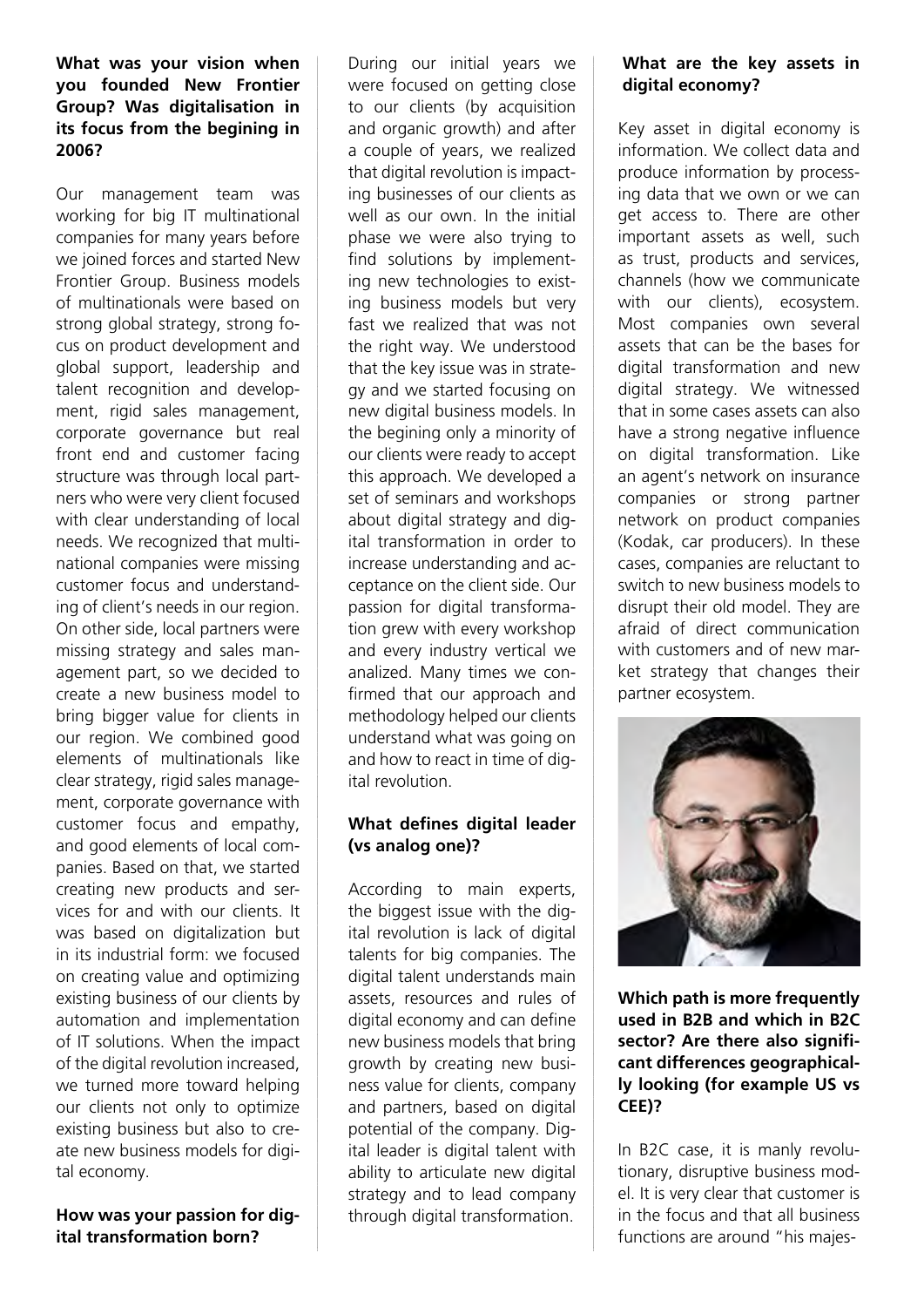**What was your vision when you founded New Frontier Group? Was digitalisation in its focus from the begining in 2006?**

Our management team was working for big IT multinational companies for many years before we joined forces and started New Frontier Group. Business models of multinationals were based on strong global strategy, strong focus on product development and global support, leadership and talent recognition and development, rigid sales management, corporate governance but real front end and customer facing structure was through local partners who were very client focused with clear understanding of local needs. We recognized that multinational companies were missing customer focus and understanding of client's needs in our region. On other side, local partners were missing strategy and sales management part, so we decided to create a new business model to bring bigger value for clients in our region. We combined good elements of multinationals like clear strategy, rigid sales management, corporate governance with customer focus and empathy, and good elements of local companies. Based on that, we started creating new products and services for and with our clients. It was based on digitalization but in its industrial form: we focused on creating value and optimizing existing business of our clients by automation and implementation of IT solutions. When the impact of the digital revolution increased, we turned more toward helping our clients not only to optimize existing business but also to create new business models for digital economy.

**How was your passion for digital transformation born?**

During our initial years we were focused on getting close to our clients (by acquisition and organic growth) and after a couple of years, we realized that digital revolution is impacting businesses of our clients as well as our own. In the initial phase we were also trying to find solutions by implementing new technologies to existing business models but very fast we realized that was not the right way. We understood that the key issue was in strategy and we started focusing on new digital business models. In the begining only a minority of our clients were ready to accept this approach. We developed a set of seminars and workshops about digital strategy and digital transformation in order to increase understanding and acceptance on the client side. Our passion for digital transformation grew with every workshop and every industry vertical we analized. Many times we confirmed that our approach and methodology helped our clients understand what was going on and how to react in time of digital revolution.

**What defines digital leader (vs analog one)?**

According to main experts, the biggest issue with the digital revolution is lack of digital talents for big companies. The digital talent understands main assets, resources and rules of digital economy and can define new business models that bring growth by creating new business value for clients, company and partners, based on digital potential of the company. Digital leader is digital talent with ability to articulate new digital strategy and to lead company through digital transformation.

**What are the key assets in digital economy?**

Key asset in digital economy is information. We collect data and produce information by processing data that we own or we can get access to. There are other important assets as well, such as trust, products and services, channels (how we communicate with our clients), ecosystem. Most companies own several assets that can be the bases for digital transformation and new digital strategy. We witnessed that in some cases assets can also have a strong negative influence on digital transformation. Like an agent's network on insurance companies or strong partner network on product companies (Kodak, car producers). In these cases, companies are reluctant to switch to new business models to disrupt their old model. They are afraid of direct communication with customers and of new market strategy that changes their partner ecosystem.

**Which path is more frequently used in B2B and which in B2C sector? Are there also significant differences geographically looking (for example US vs CEE)?**

In B2C case, it is manly revolutionary, disruptive business model. It is very clear that customer is in the focus and that all business functions are around "his majes-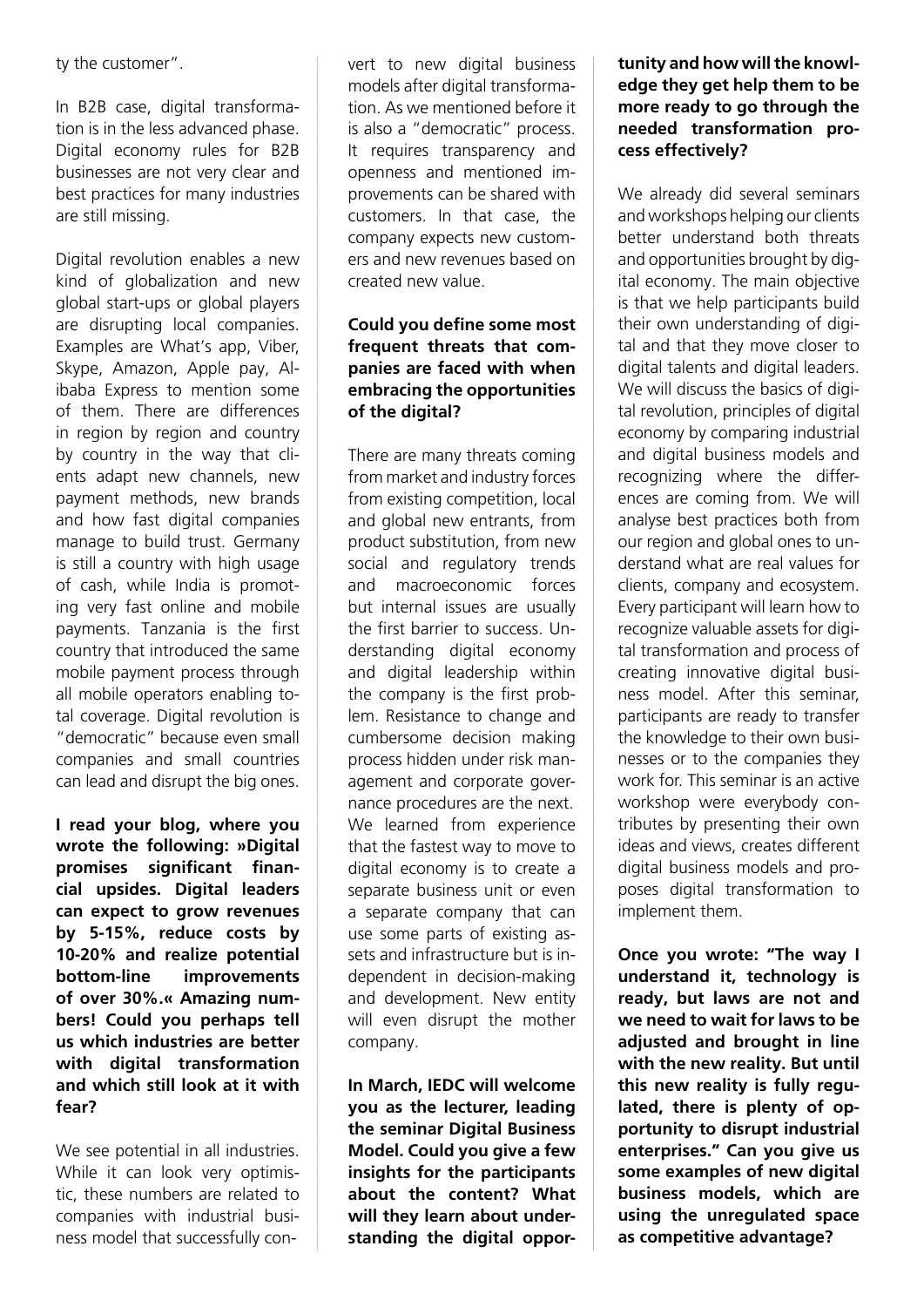ty the customer".

In B2B case, digital transformation is in the less advanced phase. Digital economy rules for B2B businesses are not very clear and best practices for many industries are still missing.

Digital revolution enables a new kind of globalization and new global start-ups or global players are disrupting local companies. Examples are What's app, Viber, Skype, Amazon, Apple pay, Alibaba Express to mention some of them. There are differences in region by region and country by country in the way that clients adapt new channels, new payment methods, new brands and how fast digital companies manage to build trust. Germany is still a country with high usage of cash, while India is promoting very fast online and mobile payments. Tanzania is the first country that introduced the same mobile payment process through all mobile operators enabling total coverage. Digital revolution is "democratic" because even small companies and small countries can lead and disrupt the big ones.

**I read your blog, where you wrote the following: »Digital promises significant financial upsides. Digital leaders can expect to grow revenues by 5-15%, reduce costs by 10-20% and realize potential bottom-line improvements of over 30%.« Amazing numbers! Could you perhaps tell us which industries are better with digital transformation and which still look at it with fear?**

We see potential in all industries. While it can look very optimistic, these numbers are related to companies with industrial business model that successfully convert to new digital business models after digital transformation. As we mentioned before it is also a "democratic" process. It requires transparency and openness and mentioned improvements can be shared with customers. In that case, the company expects new customers and new revenues based on created new value.

**Could you define some most frequent threats that companies are faced with when embracing the opportunities of the digital?**

There are many threats coming from market and industry forces from existing competition, local and global new entrants, from product substitution, from new social and regulatory trends and macroeconomic forces but internal issues are usually the first barrier to success. Understanding digital economy and digital leadership within the company is the first problem. Resistance to change and cumbersome decision making process hidden under risk management and corporate governance procedures are the next. We learned from experience that the fastest way to move to digital economy is to create a separate business unit or even a separate company that can use some parts of existing assets and infrastructure but is independent in decision-making and development. New entity will even disrupt the mother company.

**In March, IEDC will welcome you as the lecturer, leading the seminar Digital Business Model. Could you give a few insights for the participants about the content? What will they learn about understanding the digital opportunity and how will the knowledge they get help them to be more ready to go through the needed transformation process effectively?**

We already did several seminars and workshops helping our clients better understand both threats and opportunities brought by digital economy. The main objective is that we help participants build their own understanding of digital and that they move closer to digital talents and digital leaders. We will discuss the basics of digital revolution, principles of digital economy by comparing industrial and digital business models and recognizing where the differences are coming from. We will analyse best practices both from our region and global ones to understand what are real values for clients, company and ecosystem. Every participant will learn how to recognize valuable assets for digital transformation and process of creating innovative digital business model. After this seminar, participants are ready to transfer the knowledge to their own businesses or to the companies they work for. This seminar is an active workshop were everybody contributes by presenting their own ideas and views, creates different digital business models and proposes digital transformation to implement them.

**Once you wrote: "The way I understand it, technology is ready, but laws are not and we need to wait for laws to be adjusted and brought in line with the new reality. But until this new reality is fully regulated, there is plenty of opportunity to disrupt industrial enterprises." Can you give us some examples of new digital business models, which are using the unregulated space as competitive advantage?**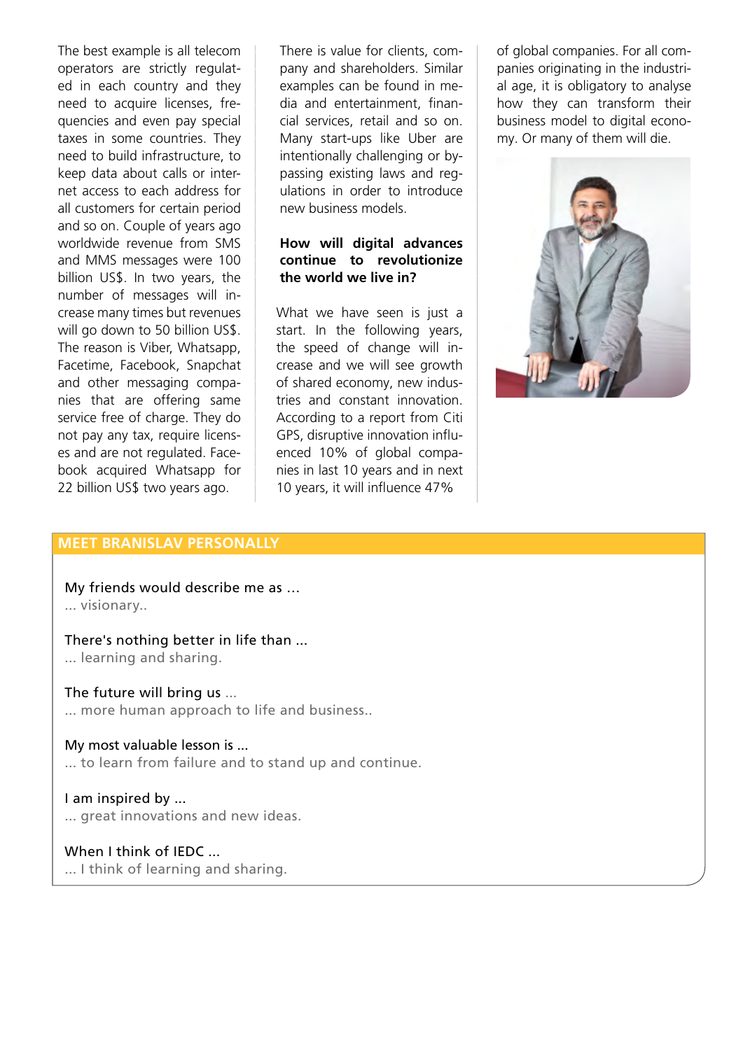The best example is all telecom operators are strictly regulated in each country and they need to acquire licenses, frequencies and even pay special taxes in some countries. They need to build infrastructure, to keep data about calls or internet access to each address for all customers for certain period and so on. Couple of years ago worldwide revenue from SMS and MMS messages were 100 billion US$. In two years, the number of messages will increase many times but revenues will go down to 50 billion US$. The reason is Viber, Whatsapp, Facetime, Facebook, Snapchat and other messaging companies that are offering same service free of charge. They do not pay any tax, require licenses and are not regulated. Facebook acquired Whatsapp for 22 billion US$ two years ago. There is value for clients, company and shareholders. Similar examples can be found in media and entertainment, financial services, retail and so on. Many start-ups like Uber are intentionally challenging or bypassing existing laws and regulations in order to introduce new business models.

**How will digital advances continue to revolutionize the world we live in?**

What we have seen is just a start. In the following years, the speed of change will increase and we will see growth of shared economy, new industries and constant innovation. According to a report from Citi GPS, disruptive innovation influenced 10% of global companies in last 10 years and in next 10 years, it will influence 47% of global companies. For all companies originating in the industrial age, it is obligatory to analyse how they can transform their business model to digital economy. Or many of them will die.

## MEET BRANISLAV PERSONALLY

My friends would describe me as ...
... visionary..

There's nothing better in life than ...
... learning and sharing.

The future will bring us ...
... more human approach to life and business..

My most valuable lesson is ...
... to learn from failure and to stand up and continue.

I am inspired by ...
... great innovations and new ideas.

When I think of IEDC ...
... I think of learning and sharing.